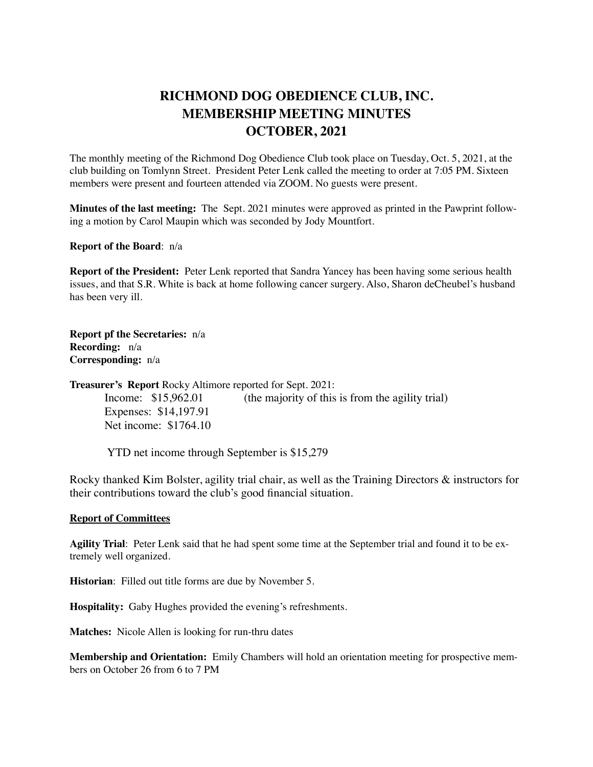# RICHMOND DOG OBEDIENCE CLUB, INC.
# MEMBERSHIP MEETING MINUTES
# OCTOBER, 2021

The monthly meeting of the Richmond Dog Obedience Club took place on Tuesday, Oct. 5, 2021, at the club building on Tomlynn Street. President Peter Lenk called the meeting to order at 7:05 PM. Sixteen members were present and fourteen attended via ZOOM. No guests were present.

**Minutes of the last meeting:** The Sept. 2021 minutes were approved as printed in the Pawprint following a motion by Carol Maupin which was seconded by Jody Mountfort.

**Report of the Board**: n/a

**Report of the President:** Peter Lenk reported that Sandra Yancey has been having some serious health issues, and that S.R. White is back at home following cancer surgery. Also, Sharon deCheubel's husband has been very ill.

**Report pf the Secretaries:** n/a
**Recording:** n/a
**Corresponding:** n/a

**Treasurer's Report** Rocky Altimore reported for Sept. 2021:

Income: $15,962.01 (the majority of this is from the agility trial)
Expenses: $14,197.91
Net income: $1764.10

YTD net income through September is $15,279

Rocky thanked Kim Bolster, agility trial chair, as well as the Training Directors & instructors for their contributions toward the club's good financial situation.

**<u>Report of Committees</u>**

**Agility Trial**: Peter Lenk said that he had spent some time at the September trial and found it to be extremely well organized.

**Historian**: Filled out title forms are due by November 5.

**Hospitality:** Gaby Hughes provided the evening's refreshments.

**Matches:** Nicole Allen is looking for run-thru dates

**Membership and Orientation:** Emily Chambers will hold an orientation meeting for prospective members on October 26 from 6 to 7 PM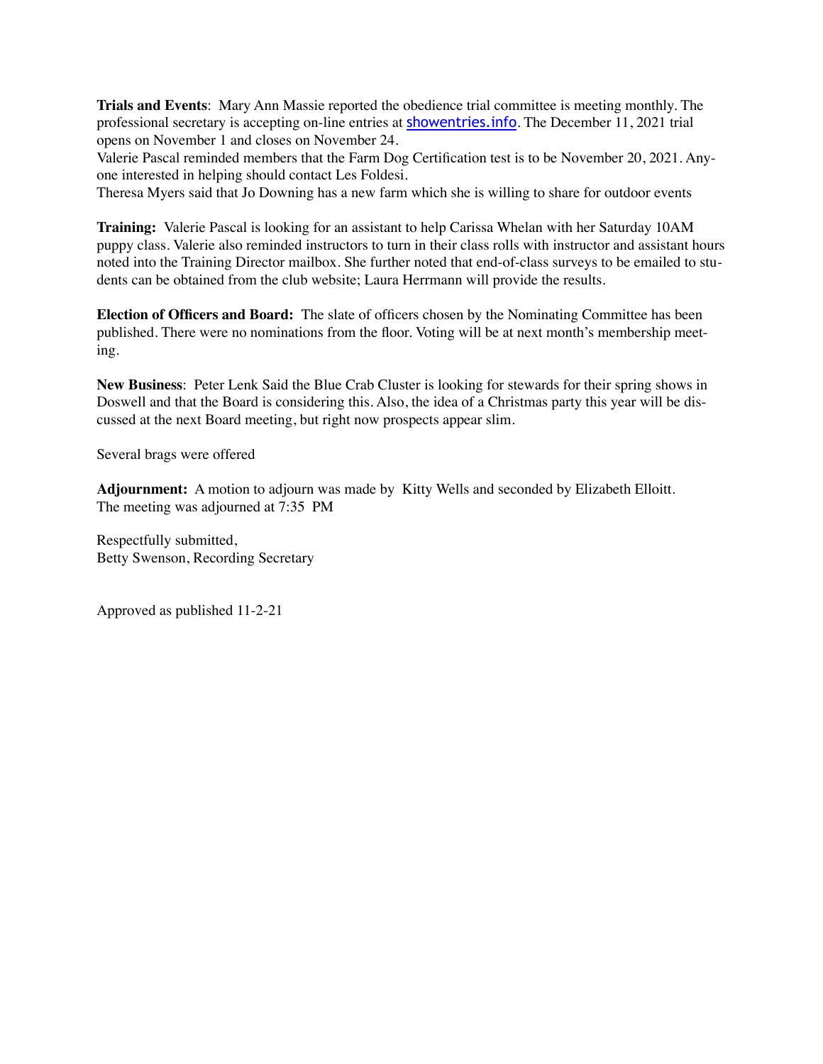**Trials and Events**: Mary Ann Massie reported the obedience trial committee is meeting monthly. The professional secretary is accepting on-line entries at showentries.info. The December 11, 2021 trial opens on November 1 and closes on November 24.
Valerie Pascal reminded members that the Farm Dog Certification test is to be November 20, 2021. Anyone interested in helping should contact Les Foldesi.
Theresa Myers said that Jo Downing has a new farm which she is willing to share for outdoor events

**Training:** Valerie Pascal is looking for an assistant to help Carissa Whelan with her Saturday 10AM puppy class. Valerie also reminded instructors to turn in their class rolls with instructor and assistant hours noted into the Training Director mailbox. She further noted that end-of-class surveys to be emailed to students can be obtained from the club website; Laura Herrmann will provide the results.

**Election of Officers and Board:** The slate of officers chosen by the Nominating Committee has been published. There were no nominations from the floor. Voting will be at next month's membership meeting.

**New Business**: Peter Lenk Said the Blue Crab Cluster is looking for stewards for their spring shows in Doswell and that the Board is considering this. Also, the idea of a Christmas party this year will be discussed at the next Board meeting, but right now prospects appear slim.

Several brags were offered

**Adjournment:** A motion to adjourn was made by Kitty Wells and seconded by Elizabeth Elloitt. The meeting was adjourned at 7:35 PM

Respectfully submitted,
Betty Swenson, Recording Secretary

Approved as published 11-2-21